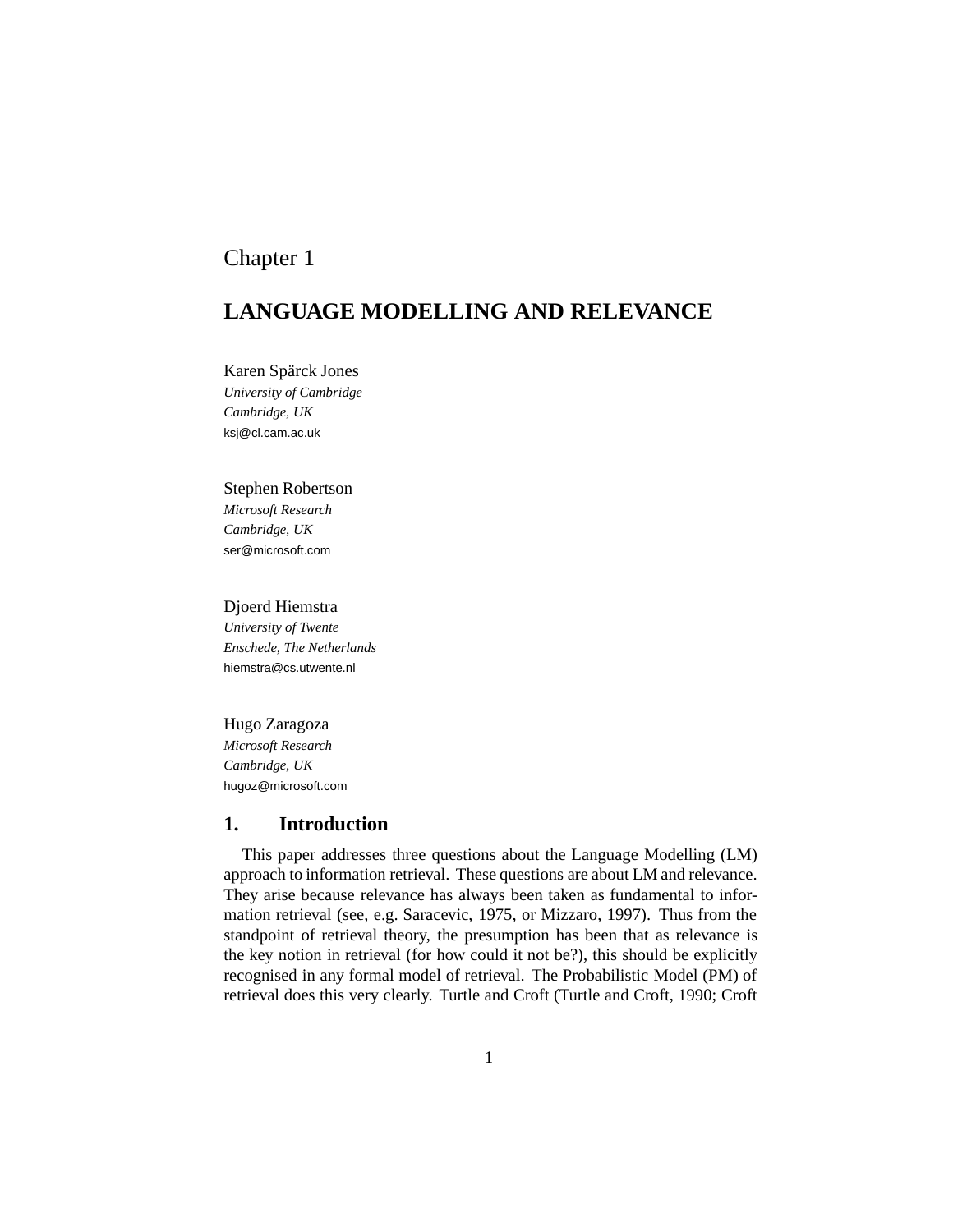Chapter 1

# LANGUAGE MODELLING AND RELEVANCE

Karen Spärck Jones
*University of Cambridge*
*Cambridge, UK*
ksj@cl.cam.ac.uk

Stephen Robertson
*Microsoft Research*
*Cambridge, UK*
ser@microsoft.com

Djoerd Hiemstra
*University of Twente*
*Enschede, The Netherlands*
hiemstra@cs.utwente.nl

Hugo Zaragoza
*Microsoft Research*
*Cambridge, UK*
hugoz@microsoft.com

## 1. Introduction

This paper addresses three questions about the Language Modelling (LM) approach to information retrieval. These questions are about LM and relevance. They arise because relevance has always been taken as fundamental to information retrieval (see, e.g. Saracevic, 1975, or Mizzaro, 1997). Thus from the standpoint of retrieval theory, the presumption has been that as relevance is the key notion in retrieval (for how could it not be?), this should be explicitly recognised in any formal model of retrieval. The Probabilistic Model (PM) of retrieval does this very clearly. Turtle and Croft (Turtle and Croft, 1990; Croft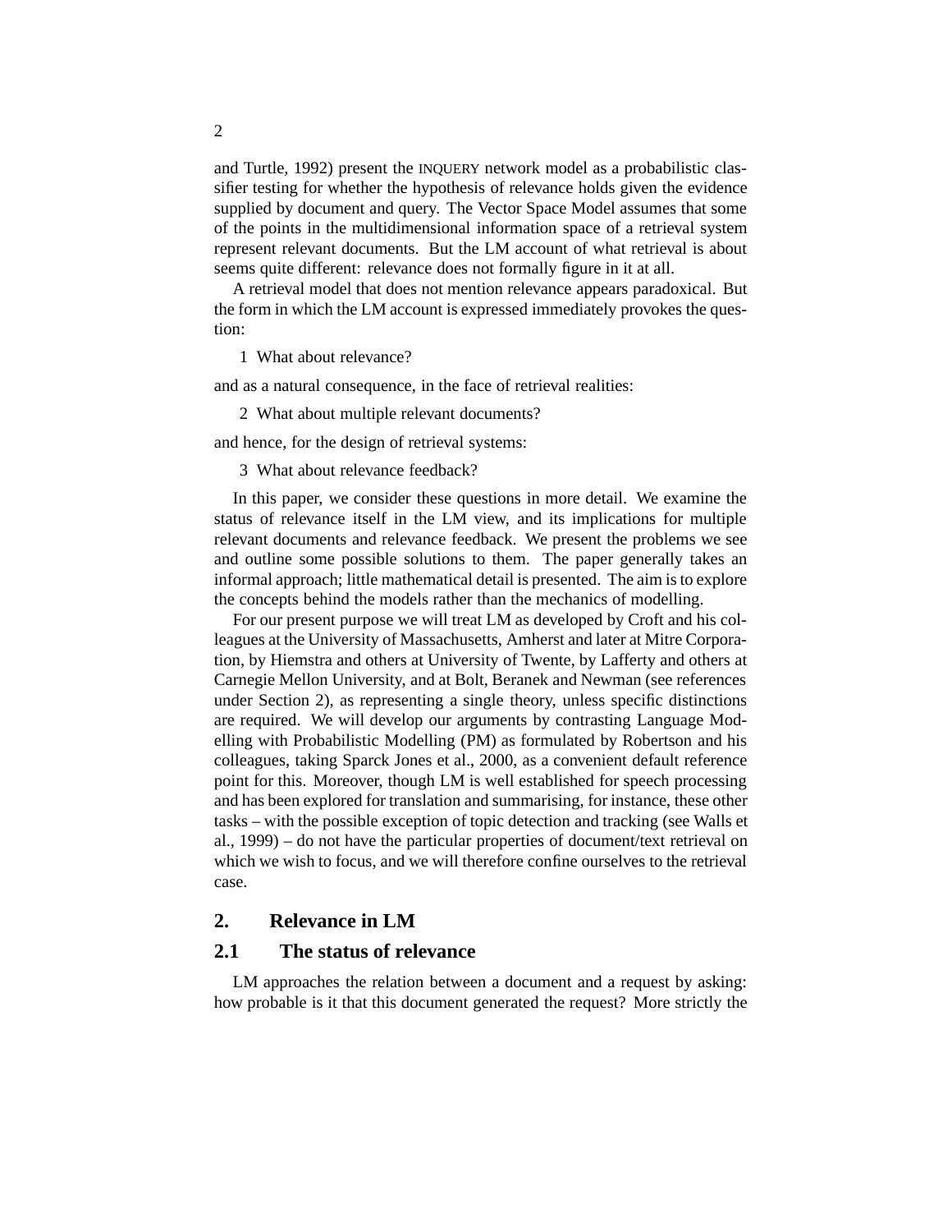and Turtle, 1992) present the INQUERY network model as a probabilistic classifier testing for whether the hypothesis of relevance holds given the evidence supplied by document and query. The Vector Space Model assumes that some of the points in the multidimensional information space of a retrieval system represent relevant documents. But the LM account of what retrieval is about seems quite different: relevance does not formally figure in it at all.

A retrieval model that does not mention relevance appears paradoxical. But the form in which the LM account is expressed immediately provokes the question:

1 What about relevance?

and as a natural consequence, in the face of retrieval realities:

2 What about multiple relevant documents?

and hence, for the design of retrieval systems:

3 What about relevance feedback?

In this paper, we consider these questions in more detail. We examine the status of relevance itself in the LM view, and its implications for multiple relevant documents and relevance feedback. We present the problems we see and outline some possible solutions to them. The paper generally takes an informal approach; little mathematical detail is presented. The aim is to explore the concepts behind the models rather than the mechanics of modelling.

For our present purpose we will treat LM as developed by Croft and his colleagues at the University of Massachusetts, Amherst and later at Mitre Corporation, by Hiemstra and others at University of Twente, by Lafferty and others at Carnegie Mellon University, and at Bolt, Beranek and Newman (see references under Section 2), as representing a single theory, unless specific distinctions are required. We will develop our arguments by contrasting Language Modelling with Probabilistic Modelling (PM) as formulated by Robertson and his colleagues, taking Sparck Jones et al., 2000, as a convenient default reference point for this. Moreover, though LM is well established for speech processing and has been explored for translation and summarising, for instance, these other tasks – with the possible exception of topic detection and tracking (see Walls et al., 1999) – do not have the particular properties of document/text retrieval on which we wish to focus, and we will therefore confine ourselves to the retrieval case.

## 2. Relevance in LM

### 2.1 The status of relevance

LM approaches the relation between a document and a request by asking: how probable is it that this document generated the request? More strictly the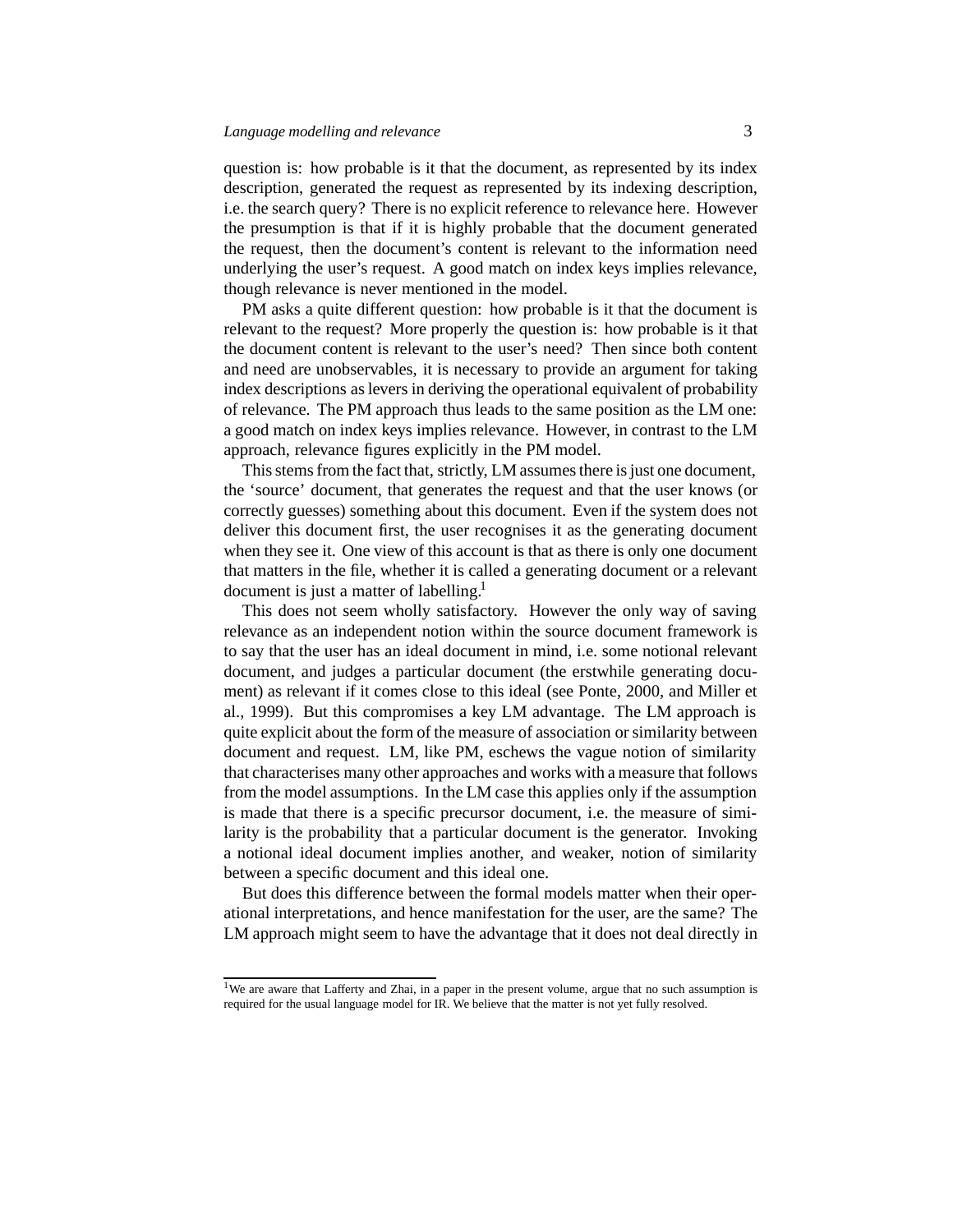question is: how probable is it that the document, as represented by its index description, generated the request as represented by its indexing description, i.e. the search query? There is no explicit reference to relevance here. However the presumption is that if it is highly probable that the document generated the request, then the document's content is relevant to the information need underlying the user's request. A good match on index keys implies relevance, though relevance is never mentioned in the model.

PM asks a quite different question: how probable is it that the document is relevant to the request? More properly the question is: how probable is it that the document content is relevant to the user's need? Then since both content and need are unobservables, it is necessary to provide an argument for taking index descriptions as levers in deriving the operational equivalent of probability of relevance. The PM approach thus leads to the same position as the LM one: a good match on index keys implies relevance. However, in contrast to the LM approach, relevance figures explicitly in the PM model.

This stems from the fact that, strictly, LM assumes there is just one document, the 'source' document, that generates the request and that the user knows (or correctly guesses) something about this document. Even if the system does not deliver this document first, the user recognises it as the generating document when they see it. One view of this account is that as there is only one document that matters in the file, whether it is called a generating document or a relevant document is just a matter of labelling.[1]

This does not seem wholly satisfactory. However the only way of saving relevance as an independent notion within the source document framework is to say that the user has an ideal document in mind, i.e. some notional relevant document, and judges a particular document (the erstwhile generating document) as relevant if it comes close to this ideal (see Ponte, 2000, and Miller et al., 1999). But this compromises a key LM advantage. The LM approach is quite explicit about the form of the measure of association or similarity between document and request. LM, like PM, eschews the vague notion of similarity that characterises many other approaches and works with a measure that follows from the model assumptions. In the LM case this applies only if the assumption is made that there is a specific precursor document, i.e. the measure of similarity is the probability that a particular document is the generator. Invoking a notional ideal document implies another, and weaker, notion of similarity between a specific document and this ideal one.

But does this difference between the formal models matter when their operational interpretations, and hence manifestation for the user, are the same? The LM approach might seem to have the advantage that it does not deal directly in

[1] We are aware that Lafferty and Zhai, in a paper in the present volume, argue that no such assumption is required for the usual language model for IR. We believe that the matter is not yet fully resolved.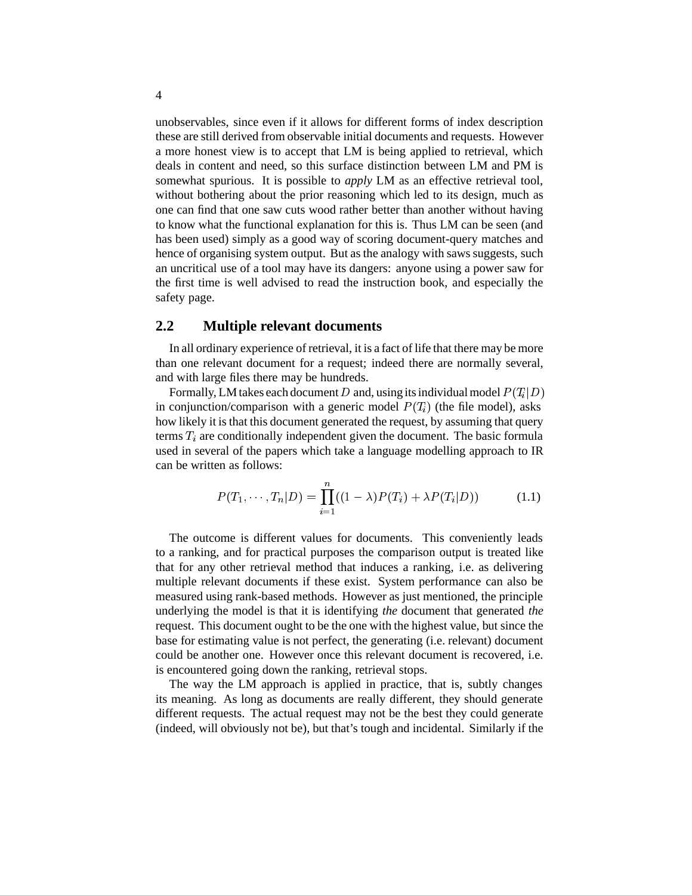unobservables, since even if it allows for different forms of index description these are still derived from observable initial documents and requests. However a more honest view is to accept that LM is being applied to retrieval, which deals in content and need, so this surface distinction between LM and PM is somewhat spurious. It is possible to *apply* LM as an effective retrieval tool, without bothering about the prior reasoning which led to its design, much as one can find that one saw cuts wood rather better than another without having to know what the functional explanation for this is. Thus LM can be seen (and has been used) simply as a good way of scoring document-query matches and hence of organising system output. But as the analogy with saws suggests, such an uncritical use of a tool may have its dangers: anyone using a power saw for the first time is well advised to read the instruction book, and especially the safety page.

## 2.2 Multiple relevant documents

In all ordinary experience of retrieval, it is a fact of life that there may be more than one relevant document for a request; indeed there are normally several, and with large files there may be hundreds.

Formally, LM takes each document $D$ and, using its individual model $P(T_i|D)$ in conjunction/comparison with a generic model $P(T_i)$ (the file model), asks how likely it is that this document generated the request, by assuming that query terms $T_i$ are conditionally independent given the document. The basic formula used in several of the papers which take a language modelling approach to IR can be written as follows:

$$P(T_1, \cdots, T_n|D) = \prod_{i=1}^{n}((1-\lambda)P(T_i) + \lambda P(T_i|D)) \tag{1.1}$$

The outcome is different values for documents. This conveniently leads to a ranking, and for practical purposes the comparison output is treated like that for any other retrieval method that induces a ranking, i.e. as delivering multiple relevant documents if these exist. System performance can also be measured using rank-based methods. However as just mentioned, the principle underlying the model is that it is identifying *the* document that generated *the* request. This document ought to be the one with the highest value, but since the base for estimating value is not perfect, the generating (i.e. relevant) document could be another one. However once this relevant document is recovered, i.e. is encountered going down the ranking, retrieval stops.

The way the LM approach is applied in practice, that is, subtly changes its meaning. As long as documents are really different, they should generate different requests. The actual request may not be the best they could generate (indeed, will obviously not be), but that's tough and incidental. Similarly if the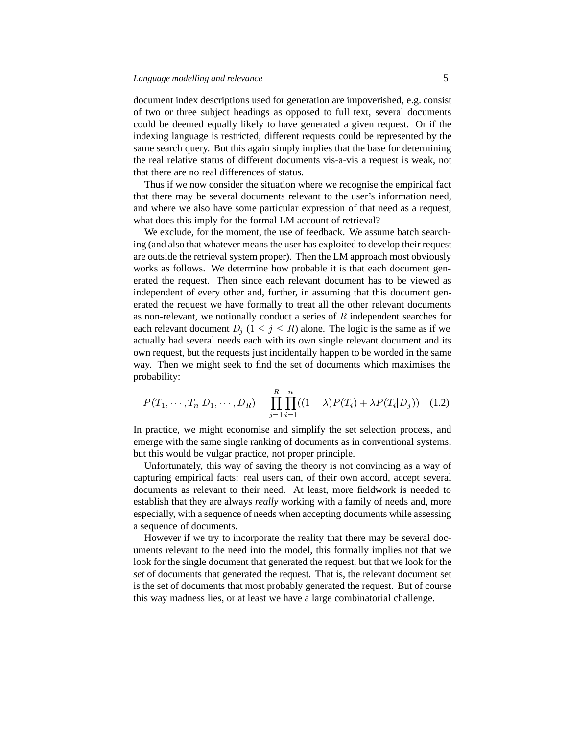document index descriptions used for generation are impoverished, e.g. consist of two or three subject headings as opposed to full text, several documents could be deemed equally likely to have generated a given request. Or if the indexing language is restricted, different requests could be represented by the same search query. But this again simply implies that the base for determining the real relative status of different documents vis-a-vis a request is weak, not that there are no real differences of status.

Thus if we now consider the situation where we recognise the empirical fact that there may be several documents relevant to the user's information need, and where we also have some particular expression of that need as a request, what does this imply for the formal LM account of retrieval?

We exclude, for the moment, the use of feedback. We assume batch searching (and also that whatever means the user has exploited to develop their request are outside the retrieval system proper). Then the LM approach most obviously works as follows. We determine how probable it is that each document generated the request. Then since each relevant document has to be viewed as independent of every other and, further, in assuming that this document generated the request we have formally to treat all the other relevant documents as non-relevant, we notionally conduct a series of $R$ independent searches for each relevant document $D_j$ ($1 \leq j \leq R$) alone. The logic is the same as if we actually had several needs each with its own single relevant document and its own request, but the requests just incidentally happen to be worded in the same way. Then we might seek to find the set of documents which maximises the probability:

$$P(T_1, \cdots, T_n | D_1, \cdots, D_R) = \prod_{j=1}^{R} \prod_{i=1}^{n} ((1 - \lambda) P(T_i) + \lambda P(T_i | D_j)) \quad (1.2)$$

In practice, we might economise and simplify the set selection process, and emerge with the same single ranking of documents as in conventional systems, but this would be vulgar practice, not proper principle.

Unfortunately, this way of saving the theory is not convincing as a way of capturing empirical facts: real users can, of their own accord, accept several documents as relevant to their need. At least, more fieldwork is needed to establish that they are always *really* working with a family of needs and, more especially, with a sequence of needs when accepting documents while assessing a sequence of documents.

However if we try to incorporate the reality that there may be several documents relevant to the need into the model, this formally implies not that we look for the single document that generated the request, but that we look for the *set* of documents that generated the request. That is, the relevant document set is the set of documents that most probably generated the request. But of course this way madness lies, or at least we have a large combinatorial challenge.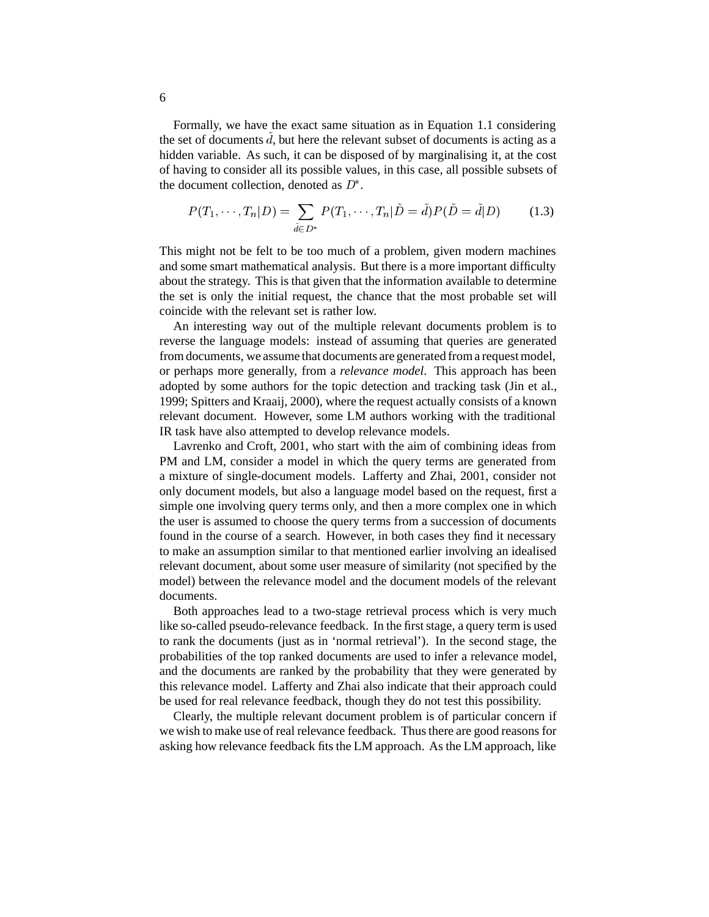Formally, we have the exact same situation as in Equation 1.1 considering the set of documents $\tilde{d}$, but here the relevant subset of documents is acting as a hidden variable. As such, it can be disposed of by marginalising it, at the cost of having to consider all its possible values, in this case, all possible subsets of the document collection, denoted as $D^*$.

$$P(T_1, \cdots, T_n|D) = \sum_{\tilde{d} \in D^*} P(T_1, \cdots, T_n|\tilde{D} = \tilde{d}) P(\tilde{D} = \tilde{d}|D) \qquad (1.3)$$

This might not be felt to be too much of a problem, given modern machines and some smart mathematical analysis. But there is a more important difficulty about the strategy. This is that given that the information available to determine the set is only the initial request, the chance that the most probable set will coincide with the relevant set is rather low.

An interesting way out of the multiple relevant documents problem is to reverse the language models: instead of assuming that queries are generated from documents, we assume that documents are generated from a request model, or perhaps more generally, from a *relevance model*. This approach has been adopted by some authors for the topic detection and tracking task (Jin et al., 1999; Spitters and Kraaij, 2000), where the request actually consists of a known relevant document. However, some LM authors working with the traditional IR task have also attempted to develop relevance models.

Lavrenko and Croft, 2001, who start with the aim of combining ideas from PM and LM, consider a model in which the query terms are generated from a mixture of single-document models. Lafferty and Zhai, 2001, consider not only document models, but also a language model based on the request, first a simple one involving query terms only, and then a more complex one in which the user is assumed to choose the query terms from a succession of documents found in the course of a search. However, in both cases they find it necessary to make an assumption similar to that mentioned earlier involving an idealised relevant document, about some user measure of similarity (not specified by the model) between the relevance model and the document models of the relevant documents.

Both approaches lead to a two-stage retrieval process which is very much like so-called pseudo-relevance feedback. In the first stage, a query term is used to rank the documents (just as in 'normal retrieval'). In the second stage, the probabilities of the top ranked documents are used to infer a relevance model, and the documents are ranked by the probability that they were generated by this relevance model. Lafferty and Zhai also indicate that their approach could be used for real relevance feedback, though they do not test this possibility.

Clearly, the multiple relevant document problem is of particular concern if we wish to make use of real relevance feedback. Thus there are good reasons for asking how relevance feedback fits the LM approach. As the LM approach, like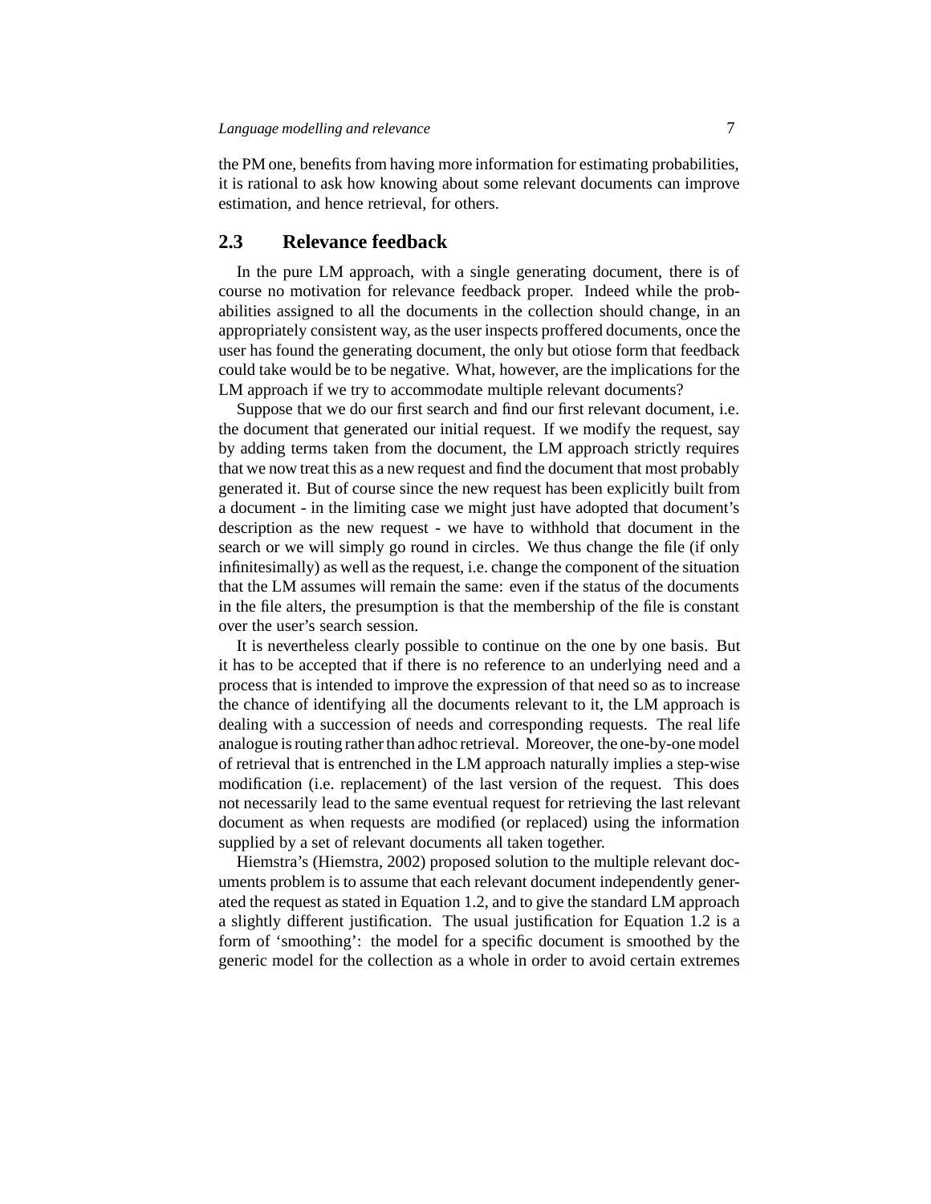the PM one, benefits from having more information for estimating probabilities, it is rational to ask how knowing about some relevant documents can improve estimation, and hence retrieval, for others.

## 2.3 Relevance feedback

In the pure LM approach, with a single generating document, there is of course no motivation for relevance feedback proper. Indeed while the probabilities assigned to all the documents in the collection should change, in an appropriately consistent way, as the user inspects proffered documents, once the user has found the generating document, the only but otiose form that feedback could take would be to be negative. What, however, are the implications for the LM approach if we try to accommodate multiple relevant documents?

Suppose that we do our first search and find our first relevant document, i.e. the document that generated our initial request. If we modify the request, say by adding terms taken from the document, the LM approach strictly requires that we now treat this as a new request and find the document that most probably generated it. But of course since the new request has been explicitly built from a document - in the limiting case we might just have adopted that document's description as the new request - we have to withhold that document in the search or we will simply go round in circles. We thus change the file (if only infinitesimally) as well as the request, i.e. change the component of the situation that the LM assumes will remain the same: even if the status of the documents in the file alters, the presumption is that the membership of the file is constant over the user's search session.

It is nevertheless clearly possible to continue on the one by one basis. But it has to be accepted that if there is no reference to an underlying need and a process that is intended to improve the expression of that need so as to increase the chance of identifying all the documents relevant to it, the LM approach is dealing with a succession of needs and corresponding requests. The real life analogue is routing rather than adhoc retrieval. Moreover, the one-by-one model of retrieval that is entrenched in the LM approach naturally implies a step-wise modification (i.e. replacement) of the last version of the request. This does not necessarily lead to the same eventual request for retrieving the last relevant document as when requests are modified (or replaced) using the information supplied by a set of relevant documents all taken together.

Hiemstra's (Hiemstra, 2002) proposed solution to the multiple relevant documents problem is to assume that each relevant document independently generated the request as stated in Equation 1.2, and to give the standard LM approach a slightly different justification. The usual justification for Equation 1.2 is a form of 'smoothing': the model for a specific document is smoothed by the generic model for the collection as a whole in order to avoid certain extremes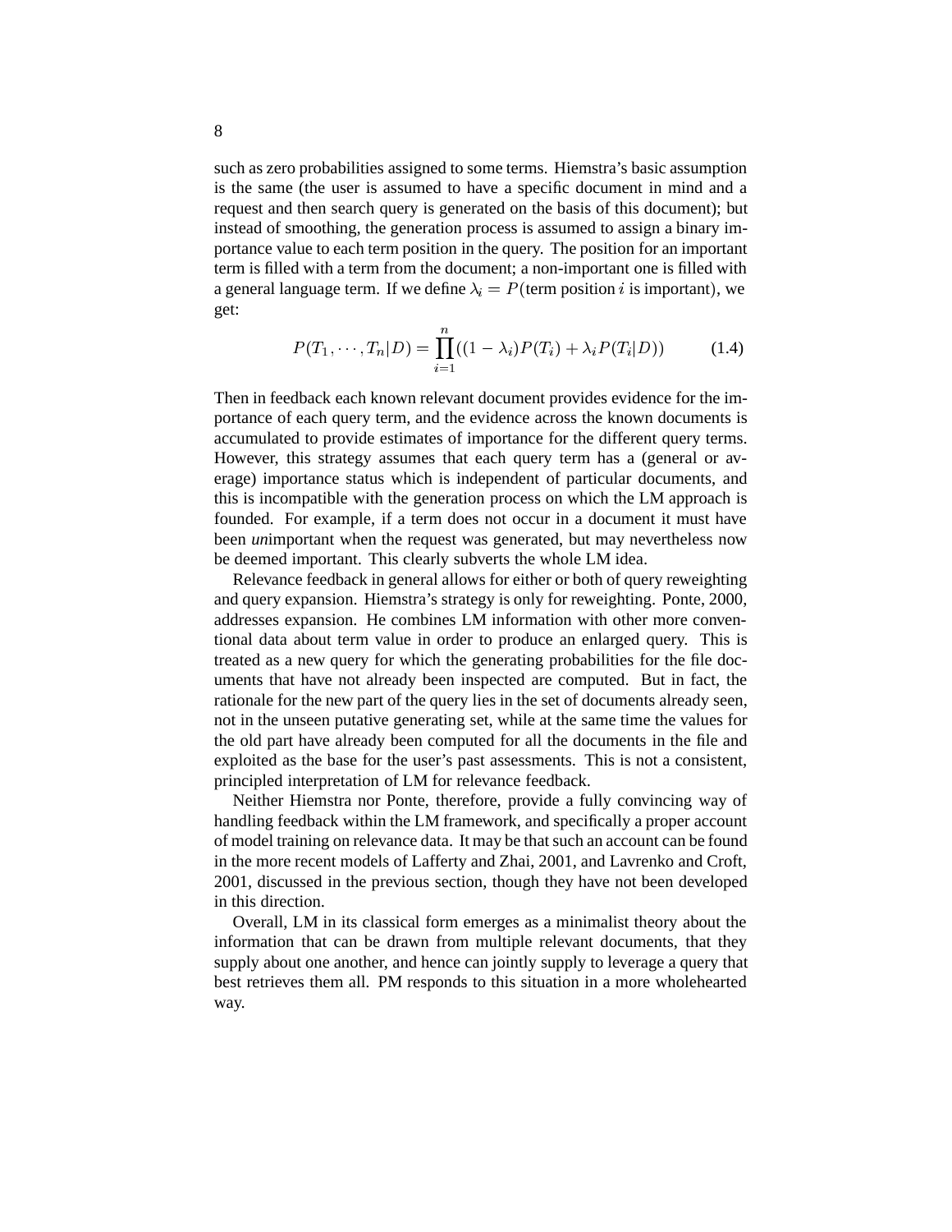such as zero probabilities assigned to some terms. Hiemstra's basic assumption is the same (the user is assumed to have a specific document in mind and a request and then search query is generated on the basis of this document); but instead of smoothing, the generation process is assumed to assign a binary importance value to each term position in the query. The position for an important term is filled with a term from the document; a non-important one is filled with a general language term. If we define $\lambda_i = P(\text{term position } i \text{ is important})$, we get:

$$P(T_1, \cdots, T_n|D) = \prod_{i=1}^{n}((1 - \lambda_i)P(T_i) + \lambda_i P(T_i|D)) \tag{1.4}$$

Then in feedback each known relevant document provides evidence for the importance of each query term, and the evidence across the known documents is accumulated to provide estimates of importance for the different query terms. However, this strategy assumes that each query term has a (general or average) importance status which is independent of particular documents, and this is incompatible with the generation process on which the LM approach is founded. For example, if a term does not occur in a document it must have been *un*important when the request was generated, but may nevertheless now be deemed important. This clearly subverts the whole LM idea.

Relevance feedback in general allows for either or both of query reweighting and query expansion. Hiemstra's strategy is only for reweighting. Ponte, 2000, addresses expansion. He combines LM information with other more conventional data about term value in order to produce an enlarged query. This is treated as a new query for which the generating probabilities for the file documents that have not already been inspected are computed. But in fact, the rationale for the new part of the query lies in the set of documents already seen, not in the unseen putative generating set, while at the same time the values for the old part have already been computed for all the documents in the file and exploited as the base for the user's past assessments. This is not a consistent, principled interpretation of LM for relevance feedback.

Neither Hiemstra nor Ponte, therefore, provide a fully convincing way of handling feedback within the LM framework, and specifically a proper account of model training on relevance data. It may be that such an account can be found in the more recent models of Lafferty and Zhai, 2001, and Lavrenko and Croft, 2001, discussed in the previous section, though they have not been developed in this direction.

Overall, LM in its classical form emerges as a minimalist theory about the information that can be drawn from multiple relevant documents, that they supply about one another, and hence can jointly supply to leverage a query that best retrieves them all. PM responds to this situation in a more wholehearted way.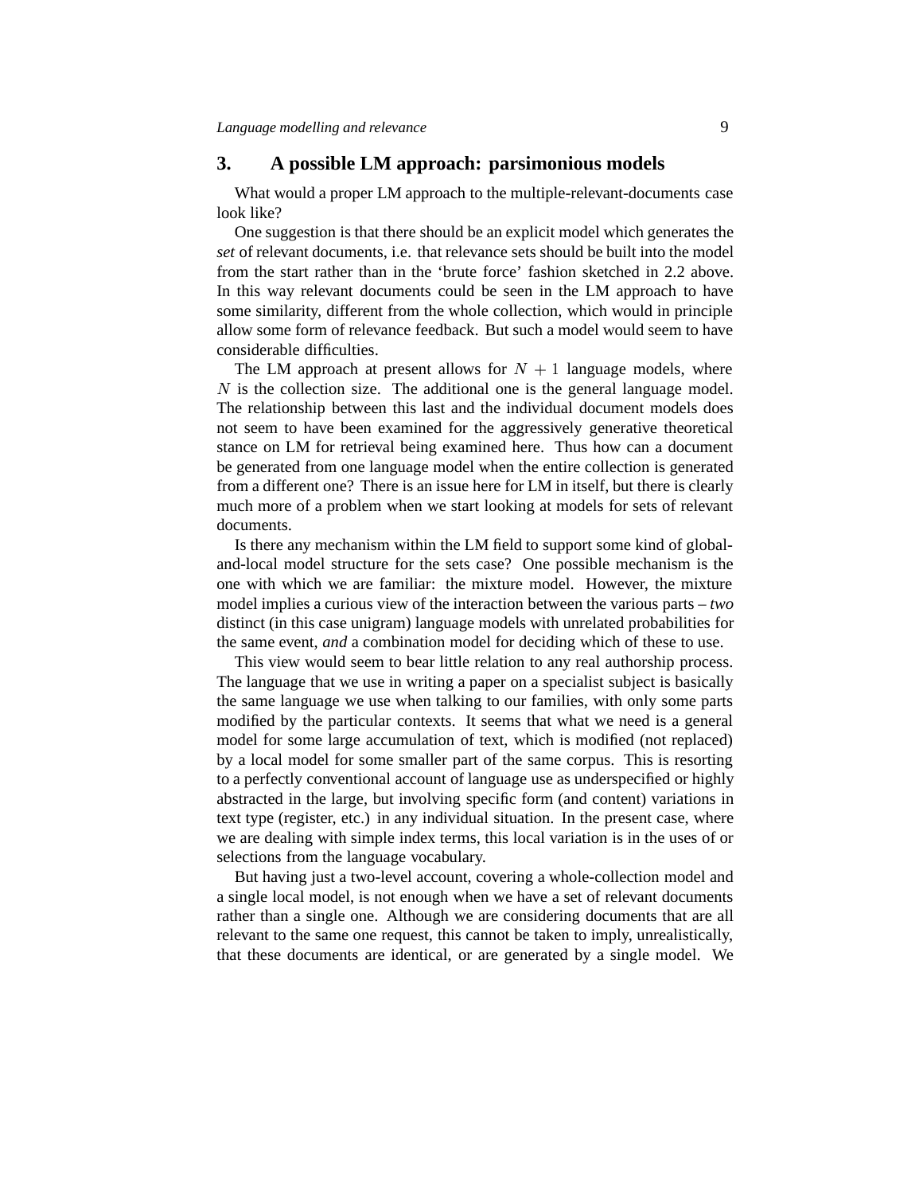## 3. A possible LM approach: parsimonious models

What would a proper LM approach to the multiple-relevant-documents case look like?

One suggestion is that there should be an explicit model which generates the *set* of relevant documents, i.e. that relevance sets should be built into the model from the start rather than in the 'brute force' fashion sketched in 2.2 above. In this way relevant documents could be seen in the LM approach to have some similarity, different from the whole collection, which would in principle allow some form of relevance feedback. But such a model would seem to have considerable difficulties.

The LM approach at present allows for $N + 1$ language models, where $N$ is the collection size. The additional one is the general language model. The relationship between this last and the individual document models does not seem to have been examined for the aggressively generative theoretical stance on LM for retrieval being examined here. Thus how can a document be generated from one language model when the entire collection is generated from a different one? There is an issue here for LM in itself, but there is clearly much more of a problem when we start looking at models for sets of relevant documents.

Is there any mechanism within the LM field to support some kind of global-and-local model structure for the sets case? One possible mechanism is the one with which we are familiar: the mixture model. However, the mixture model implies a curious view of the interaction between the various parts – *two* distinct (in this case unigram) language models with unrelated probabilities for the same event, *and* a combination model for deciding which of these to use.

This view would seem to bear little relation to any real authorship process. The language that we use in writing a paper on a specialist subject is basically the same language we use when talking to our families, with only some parts modified by the particular contexts. It seems that what we need is a general model for some large accumulation of text, which is modified (not replaced) by a local model for some smaller part of the same corpus. This is resorting to a perfectly conventional account of language use as underspecified or highly abstracted in the large, but involving specific form (and content) variations in text type (register, etc.) in any individual situation. In the present case, where we are dealing with simple index terms, this local variation is in the uses of or selections from the language vocabulary.

But having just a two-level account, covering a whole-collection model and a single local model, is not enough when we have a set of relevant documents rather than a single one. Although we are considering documents that are all relevant to the same one request, this cannot be taken to imply, unrealistically, that these documents are identical, or are generated by a single model. We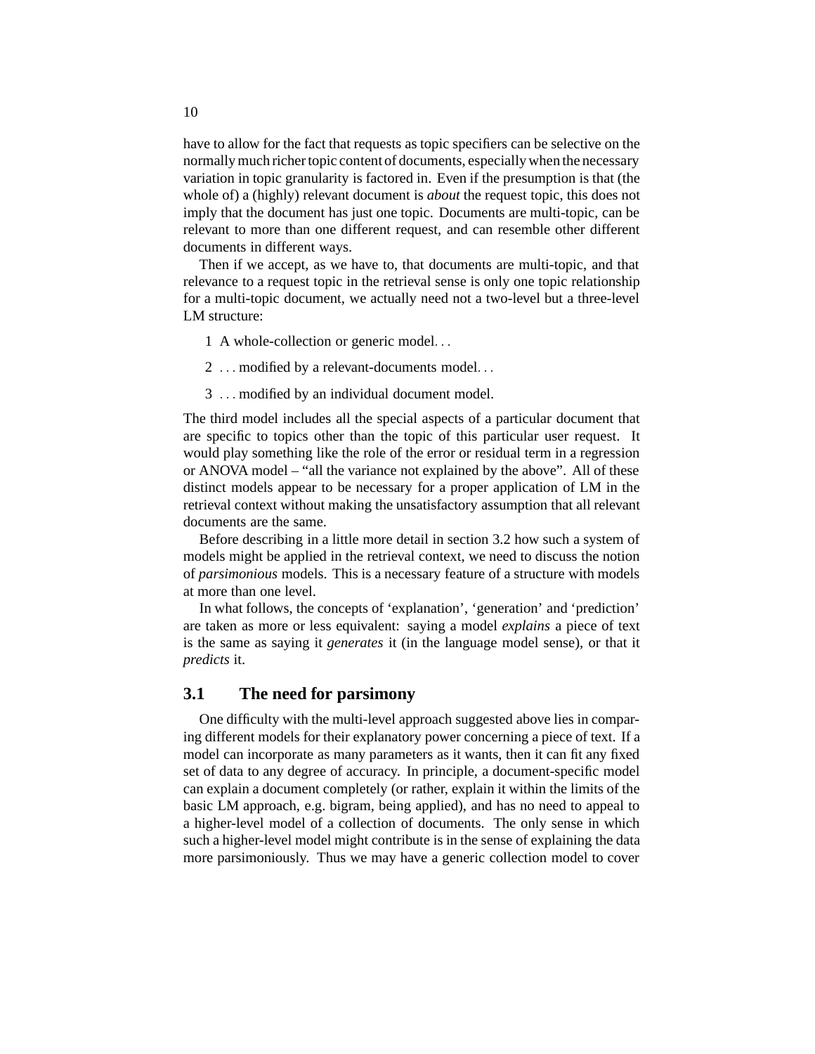have to allow for the fact that requests as topic specifiers can be selective on the normally much richer topic content of documents, especially when the necessary variation in topic granularity is factored in. Even if the presumption is that (the whole of) a (highly) relevant document is *about* the request topic, this does not imply that the document has just one topic. Documents are multi-topic, can be relevant to more than one different request, and can resemble other different documents in different ways.

Then if we accept, as we have to, that documents are multi-topic, and that relevance to a request topic in the retrieval sense is only one topic relationship for a multi-topic document, we actually need not a two-level but a three-level LM structure:

1. A whole-collection or generic model. . .
2. . . . modified by a relevant-documents model. . .
3. . . . modified by an individual document model.

The third model includes all the special aspects of a particular document that are specific to topics other than the topic of this particular user request. It would play something like the role of the error or residual term in a regression or ANOVA model – "all the variance not explained by the above". All of these distinct models appear to be necessary for a proper application of LM in the retrieval context without making the unsatisfactory assumption that all relevant documents are the same.

Before describing in a little more detail in section 3.2 how such a system of models might be applied in the retrieval context, we need to discuss the notion of *parsimonious* models. This is a necessary feature of a structure with models at more than one level.

In what follows, the concepts of 'explanation', 'generation' and 'prediction' are taken as more or less equivalent: saying a model *explains* a piece of text is the same as saying it *generates* it (in the language model sense), or that it *predicts* it.

## 3.1 The need for parsimony

One difficulty with the multi-level approach suggested above lies in comparing different models for their explanatory power concerning a piece of text. If a model can incorporate as many parameters as it wants, then it can fit any fixed set of data to any degree of accuracy. In principle, a document-specific model can explain a document completely (or rather, explain it within the limits of the basic LM approach, e.g. bigram, being applied), and has no need to appeal to a higher-level model of a collection of documents. The only sense in which such a higher-level model might contribute is in the sense of explaining the data more parsimoniously. Thus we may have a generic collection model to cover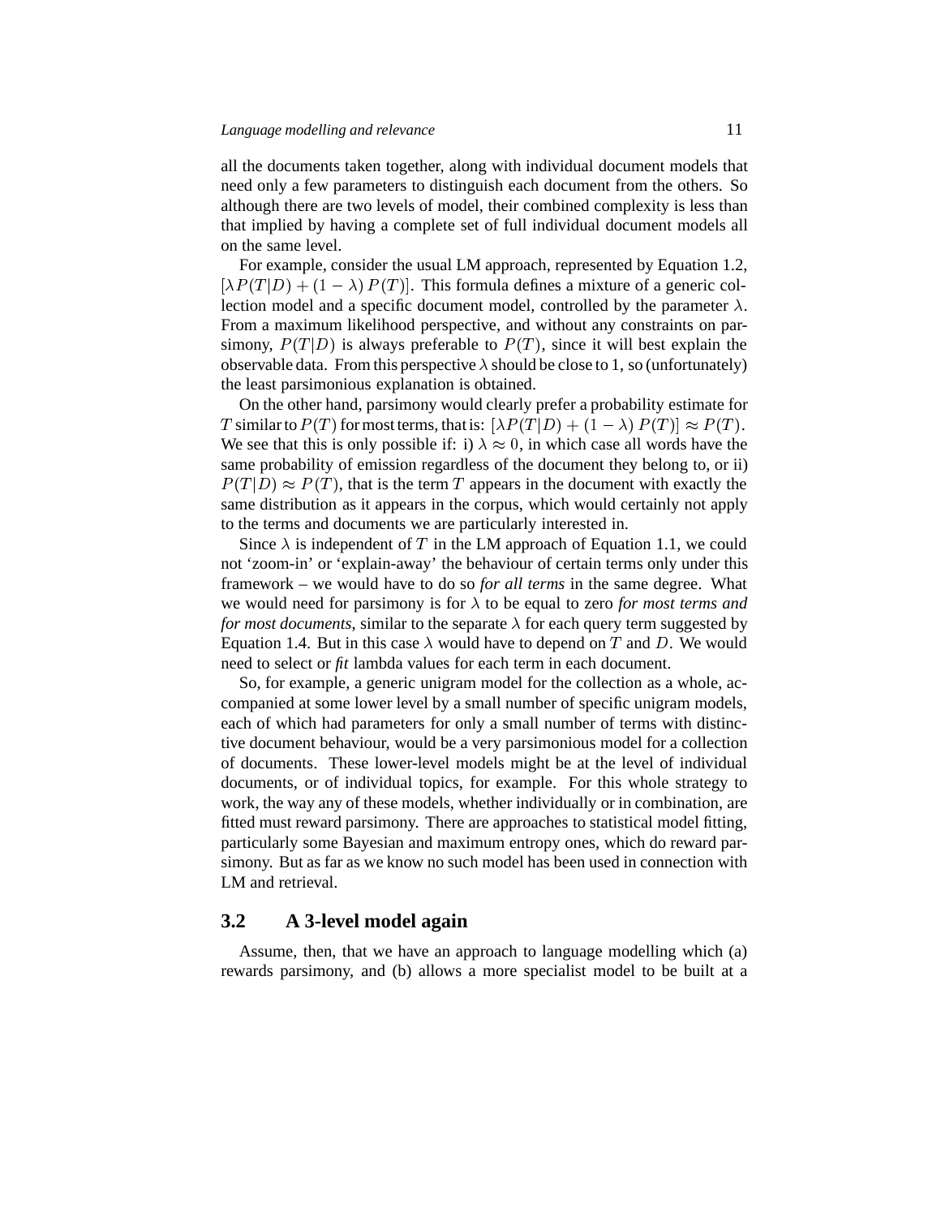all the documents taken together, along with individual document models that need only a few parameters to distinguish each document from the others. So although there are two levels of model, their combined complexity is less than that implied by having a complete set of full individual document models all on the same level.

For example, consider the usual LM approach, represented by Equation 1.2, $[\lambda P(T|D) + (1-\lambda)\, P(T)]$. This formula defines a mixture of a generic collection model and a specific document model, controlled by the parameter $\lambda$. From a maximum likelihood perspective, and without any constraints on parsimony, $P(T|D)$ is always preferable to $P(T)$, since it will best explain the observable data. From this perspective $\lambda$ should be close to 1, so (unfortunately) the least parsimonious explanation is obtained.

On the other hand, parsimony would clearly prefer a probability estimate for $T$ similar to $P(T)$ for most terms, that is: $[\lambda P(T|D) + (1-\lambda)\, P(T)] \approx P(T)$. We see that this is only possible if: i) $\lambda \approx 0$, in which case all words have the same probability of emission regardless of the document they belong to, or ii) $P(T|D) \approx P(T)$, that is the term $T$ appears in the document with exactly the same distribution as it appears in the corpus, which would certainly not apply to the terms and documents we are particularly interested in.

Since $\lambda$ is independent of $T$ in the LM approach of Equation 1.1, we could not 'zoom-in' or 'explain-away' the behaviour of certain terms only under this framework – we would have to do so *for all terms* in the same degree. What we would need for parsimony is for $\lambda$ to be equal to zero *for most terms and for most documents*, similar to the separate $\lambda$ for each query term suggested by Equation 1.4. But in this case $\lambda$ would have to depend on $T$ and $D$. We would need to select or *fit* lambda values for each term in each document.

So, for example, a generic unigram model for the collection as a whole, accompanied at some lower level by a small number of specific unigram models, each of which had parameters for only a small number of terms with distinctive document behaviour, would be a very parsimonious model for a collection of documents. These lower-level models might be at the level of individual documents, or of individual topics, for example. For this whole strategy to work, the way any of these models, whether individually or in combination, are fitted must reward parsimony. There are approaches to statistical model fitting, particularly some Bayesian and maximum entropy ones, which do reward parsimony. But as far as we know no such model has been used in connection with LM and retrieval.

## 3.2 A 3-level model again

Assume, then, that we have an approach to language modelling which (a) rewards parsimony, and (b) allows a more specialist model to be built at a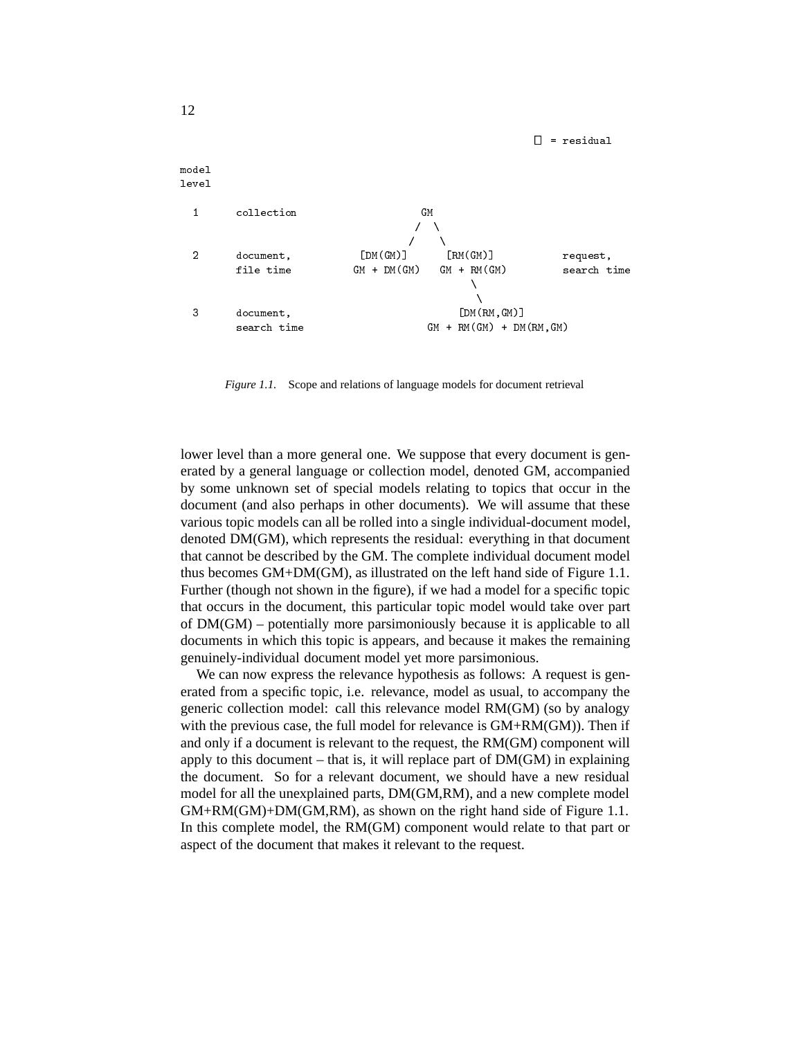```
                                                          [] = residual

model
level

  1      collection                    GM
                                      /  \
                                     /    \
  2      document,            [DM(GM)]      [RM(GM)]          request,
         file time           GM + DM(GM)   GM + RM(GM)        search time
                                                 \
                                                  \
  3      document,                            [DM(RM,GM)]
         search time                   GM + RM(GM) + DM(RM,GM)
```

*Figure 1.1.* Scope and relations of language models for document retrieval

lower level than a more general one. We suppose that every document is generated by a general language or collection model, denoted GM, accompanied by some unknown set of special models relating to topics that occur in the document (and also perhaps in other documents). We will assume that these various topic models can all be rolled into a single individual-document model, denoted DM(GM), which represents the residual: everything in that document that cannot be described by the GM. The complete individual document model thus becomes GM+DM(GM), as illustrated on the left hand side of Figure 1.1. Further (though not shown in the figure), if we had a model for a specific topic that occurs in the document, this particular topic model would take over part of DM(GM) – potentially more parsimoniously because it is applicable to all documents in which this topic is appears, and because it makes the remaining genuinely-individual document model yet more parsimonious.

We can now express the relevance hypothesis as follows: A request is generated from a specific topic, i.e. relevance, model as usual, to accompany the generic collection model: call this relevance model RM(GM) (so by analogy with the previous case, the full model for relevance is GM+RM(GM)). Then if and only if a document is relevant to the request, the RM(GM) component will apply to this document – that is, it will replace part of DM(GM) in explaining the document. So for a relevant document, we should have a new residual model for all the unexplained parts, DM(GM,RM), and a new complete model GM+RM(GM)+DM(GM,RM), as shown on the right hand side of Figure 1.1. In this complete model, the RM(GM) component would relate to that part or aspect of the document that makes it relevant to the request.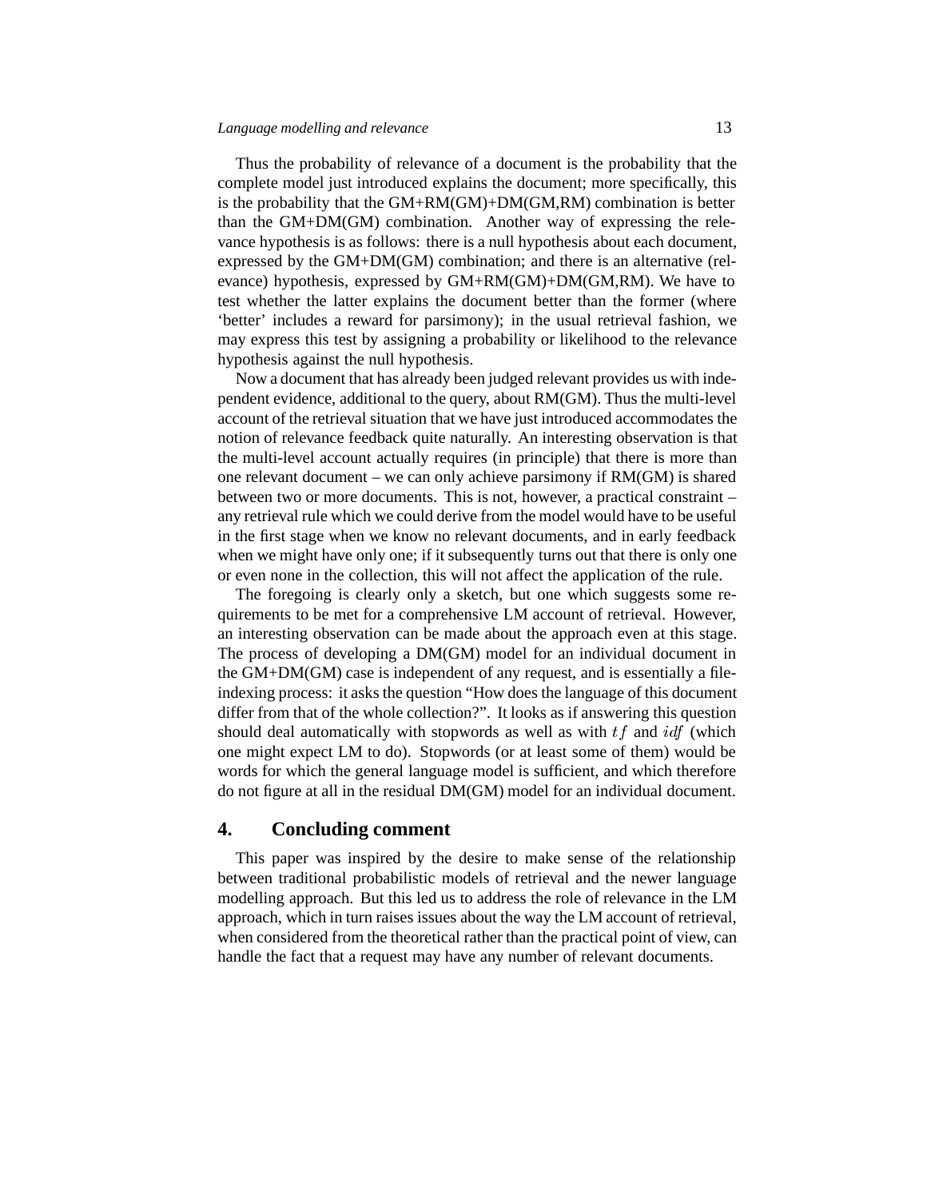Thus the probability of relevance of a document is the probability that the complete model just introduced explains the document; more specifically, this is the probability that the GM+RM(GM)+DM(GM,RM) combination is better than the GM+DM(GM) combination. Another way of expressing the relevance hypothesis is as follows: there is a null hypothesis about each document, expressed by the GM+DM(GM) combination; and there is an alternative (relevance) hypothesis, expressed by GM+RM(GM)+DM(GM,RM). We have to test whether the latter explains the document better than the former (where 'better' includes a reward for parsimony); in the usual retrieval fashion, we may express this test by assigning a probability or likelihood to the relevance hypothesis against the null hypothesis.

Now a document that has already been judged relevant provides us with independent evidence, additional to the query, about RM(GM). Thus the multi-level account of the retrieval situation that we have just introduced accommodates the notion of relevance feedback quite naturally. An interesting observation is that the multi-level account actually requires (in principle) that there is more than one relevant document – we can only achieve parsimony if RM(GM) is shared between two or more documents. This is not, however, a practical constraint – any retrieval rule which we could derive from the model would have to be useful in the first stage when we know no relevant documents, and in early feedback when we might have only one; if it subsequently turns out that there is only one or even none in the collection, this will not affect the application of the rule.

The foregoing is clearly only a sketch, but one which suggests some requirements to be met for a comprehensive LM account of retrieval. However, an interesting observation can be made about the approach even at this stage. The process of developing a DM(GM) model for an individual document in the GM+DM(GM) case is independent of any request, and is essentially a file-indexing process: it asks the question "How does the language of this document differ from that of the whole collection?". It looks as if answering this question should deal automatically with stopwords as well as with $tf$ and $idf$ (which one might expect LM to do). Stopwords (or at least some of them) would be words for which the general language model is sufficient, and which therefore do not figure at all in the residual DM(GM) model for an individual document.

## 4. Concluding comment

This paper was inspired by the desire to make sense of the relationship between traditional probabilistic models of retrieval and the newer language modelling approach. But this led us to address the role of relevance in the LM approach, which in turn raises issues about the way the LM account of retrieval, when considered from the theoretical rather than the practical point of view, can handle the fact that a request may have any number of relevant documents.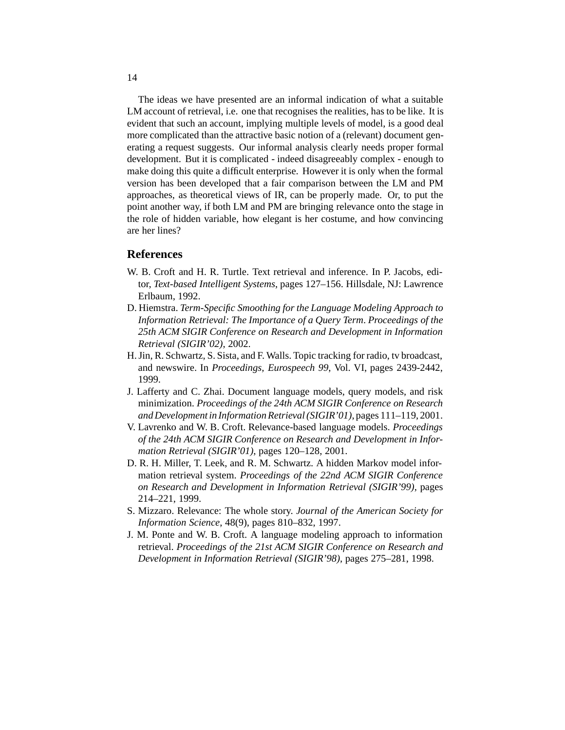The ideas we have presented are an informal indication of what a suitable LM account of retrieval, i.e. one that recognises the realities, has to be like. It is evident that such an account, implying multiple levels of model, is a good deal more complicated than the attractive basic notion of a (relevant) document generating a request suggests. Our informal analysis clearly needs proper formal development. But it is complicated - indeed disagreeably complex - enough to make doing this quite a difficult enterprise. However it is only when the formal version has been developed that a fair comparison between the LM and PM approaches, as theoretical views of IR, can be properly made. Or, to put the point another way, if both LM and PM are bringing relevance onto the stage in the role of hidden variable, how elegant is her costume, and how convincing are her lines?

## References

W. B. Croft and H. R. Turtle. Text retrieval and inference. In P. Jacobs, editor, *Text-based Intelligent Systems*, pages 127–156. Hillsdale, NJ: Lawrence Erlbaum, 1992.

D. Hiemstra. *Term-Specific Smoothing for the Language Modeling Approach to Information Retrieval: The Importance of a Query Term*. *Proceedings of the 25th ACM SIGIR Conference on Research and Development in Information Retrieval (SIGIR'02)*, 2002.

H. Jin, R. Schwartz, S. Sista, and F. Walls. Topic tracking for radio, tv broadcast, and newswire. In *Proceedings, Eurospeech 99*, Vol. VI, pages 2439-2442, 1999.

J. Lafferty and C. Zhai. Document language models, query models, and risk minimization. *Proceedings of the 24th ACM SIGIR Conference on Research and Development in Information Retrieval (SIGIR'01)*, pages 111–119, 2001.

V. Lavrenko and W. B. Croft. Relevance-based language models. *Proceedings of the 24th ACM SIGIR Conference on Research and Development in Information Retrieval (SIGIR'01)*, pages 120–128, 2001.

D. R. H. Miller, T. Leek, and R. M. Schwartz. A hidden Markov model information retrieval system. *Proceedings of the 22nd ACM SIGIR Conference on Research and Development in Information Retrieval (SIGIR'99)*, pages 214–221, 1999.

S. Mizzaro. Relevance: The whole story. *Journal of the American Society for Information Science*, 48(9), pages 810–832, 1997.

J. M. Ponte and W. B. Croft. A language modeling approach to information retrieval. *Proceedings of the 21st ACM SIGIR Conference on Research and Development in Information Retrieval (SIGIR'98)*, pages 275–281, 1998.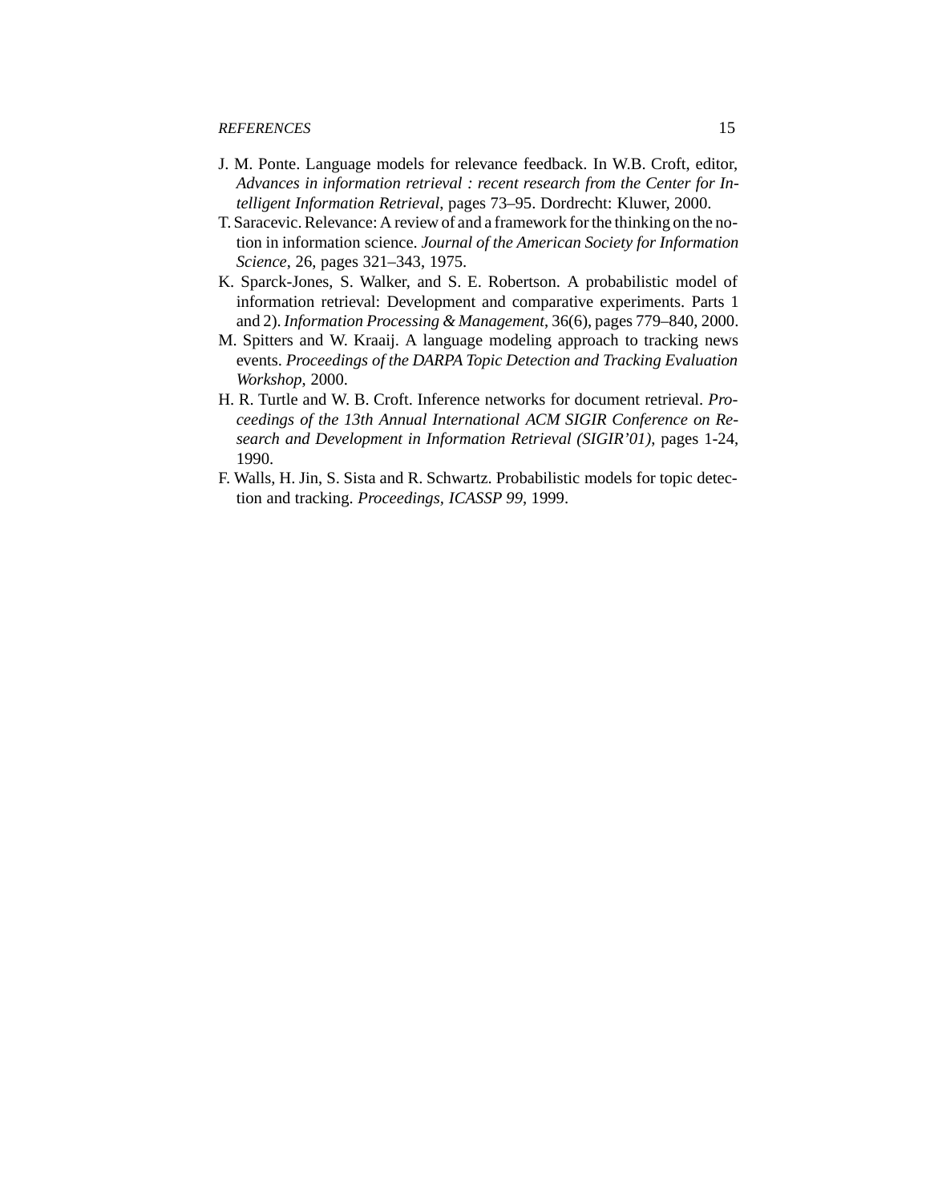J. M. Ponte. Language models for relevance feedback. In W.B. Croft, editor, *Advances in information retrieval : recent research from the Center for Intelligent Information Retrieval*, pages 73–95. Dordrecht: Kluwer, 2000.

T. Saracevic. Relevance: A review of and a framework for the thinking on the notion in information science. *Journal of the American Society for Information Science*, 26, pages 321–343, 1975.

K. Sparck-Jones, S. Walker, and S. E. Robertson. A probabilistic model of information retrieval: Development and comparative experiments. Parts 1 and 2). *Information Processing & Management*, 36(6), pages 779–840, 2000.

M. Spitters and W. Kraaij. A language modeling approach to tracking news events. *Proceedings of the DARPA Topic Detection and Tracking Evaluation Workshop*, 2000.

H. R. Turtle and W. B. Croft. Inference networks for document retrieval. *Proceedings of the 13th Annual International ACM SIGIR Conference on Research and Development in Information Retrieval (SIGIR'01)*, pages 1-24, 1990.

F. Walls, H. Jin, S. Sista and R. Schwartz. Probabilistic models for topic detection and tracking. *Proceedings, ICASSP 99*, 1999.